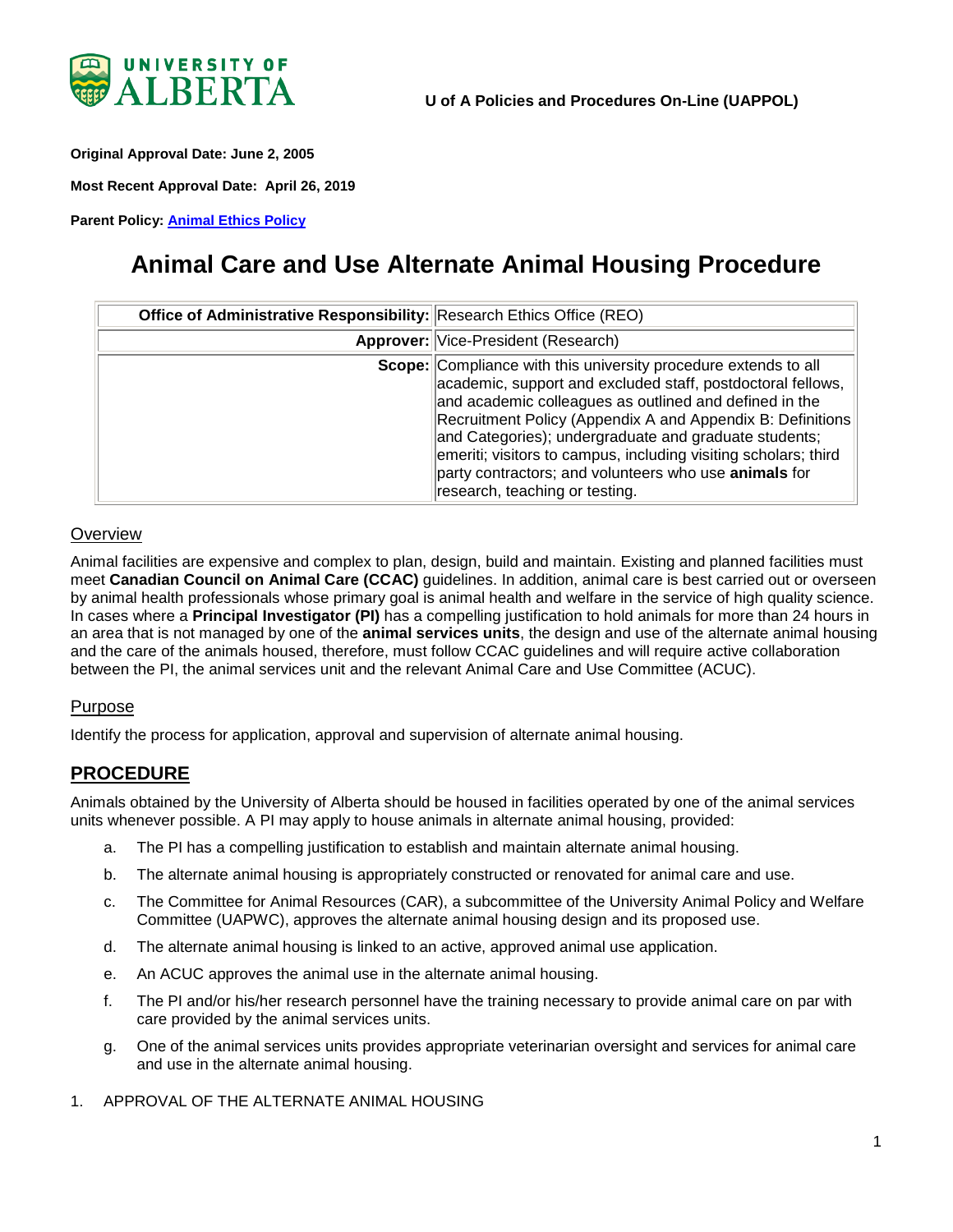U of A Policies and Procedures On-Line (UAPPOL)

**Original Approval Date: June 2, 2005**

**Most Recent Approval Date: April 26, 2019**

**Parent Policy: Animal Ethics Policy**

# Animal Care and Use Alternate Animal Housing Procedure

| | |
|---|---|
| **Office of Administrative Responsibility:** | Research Ethics Office (REO) |
| **Approver:** | Vice-President (Research) |
| **Scope:** | Compliance with this university procedure extends to all academic, support and excluded staff, postdoctoral fellows, and academic colleagues as outlined and defined in the Recruitment Policy (Appendix A and Appendix B: Definitions and Categories); undergraduate and graduate students; emeriti; visitors to campus, including visiting scholars; third party contractors; and volunteers who use **animals** for research, teaching or testing. |

## Overview

Animal facilities are expensive and complex to plan, design, build and maintain. Existing and planned facilities must meet **Canadian Council on Animal Care (CCAC)** guidelines. In addition, animal care is best carried out or overseen by animal health professionals whose primary goal is animal health and welfare in the service of high quality science. In cases where a **Principal Investigator (PI)** has a compelling justification to hold animals for more than 24 hours in an area that is not managed by one of the **animal services units**, the design and use of the alternate animal housing and the care of the animals housed, therefore, must follow CCAC guidelines and will require active collaboration between the PI, the animal services unit and the relevant Animal Care and Use Committee (ACUC).

## Purpose

Identify the process for application, approval and supervision of alternate animal housing.

## PROCEDURE

Animals obtained by the University of Alberta should be housed in facilities operated by one of the animal services units whenever possible. A PI may apply to house animals in alternate animal housing, provided:

a. The PI has a compelling justification to establish and maintain alternate animal housing.

b. The alternate animal housing is appropriately constructed or renovated for animal care and use.

c. The Committee for Animal Resources (CAR), a subcommittee of the University Animal Policy and Welfare Committee (UAPWC), approves the alternate animal housing design and its proposed use.

d. The alternate animal housing is linked to an active, approved animal use application.

e. An ACUC approves the animal use in the alternate animal housing.

f. The PI and/or his/her research personnel have the training necessary to provide animal care on par with care provided by the animal services units.

g. One of the animal services units provides appropriate veterinarian oversight and services for animal care and use in the alternate animal housing.

1. APPROVAL OF THE ALTERNATE ANIMAL HOUSING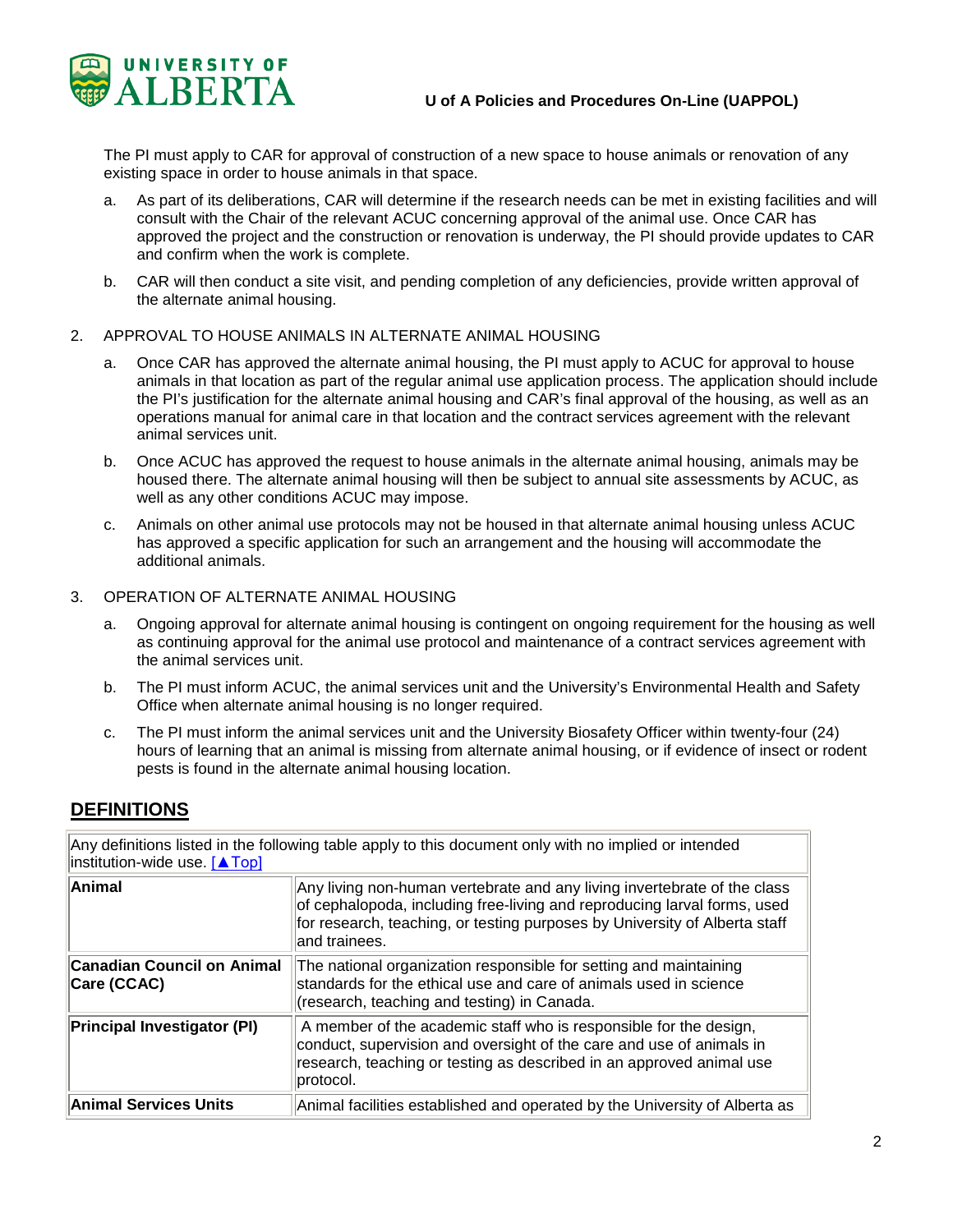The PI must apply to CAR for approval of construction of a new space to house animals or renovation of any existing space in order to house animals in that space.

a. As part of its deliberations, CAR will determine if the research needs can be met in existing facilities and will consult with the Chair of the relevant ACUC concerning approval of the animal use. Once CAR has approved the project and the construction or renovation is underway, the PI should provide updates to CAR and confirm when the work is complete.

b. CAR will then conduct a site visit, and pending completion of any deficiencies, provide written approval of the alternate animal housing.

2. APPROVAL TO HOUSE ANIMALS IN ALTERNATE ANIMAL HOUSING

   a. Once CAR has approved the alternate animal housing, the PI must apply to ACUC for approval to house animals in that location as part of the regular animal use application process. The application should include the PI's justification for the alternate animal housing and CAR's final approval of the housing, as well as an operations manual for animal care in that location and the contract services agreement with the relevant animal services unit.

   b. Once ACUC has approved the request to house animals in the alternate animal housing, animals may be housed there. The alternate animal housing will then be subject to annual site assessments by ACUC, as well as any other conditions ACUC may impose.

   c. Animals on other animal use protocols may not be housed in that alternate animal housing unless ACUC has approved a specific application for such an arrangement and the housing will accommodate the additional animals.

3. OPERATION OF ALTERNATE ANIMAL HOUSING

   a. Ongoing approval for alternate animal housing is contingent on ongoing requirement for the housing as well as continuing approval for the animal use protocol and maintenance of a contract services agreement with the animal services unit.

   b. The PI must inform ACUC, the animal services unit and the University's Environmental Health and Safety Office when alternate animal housing is no longer required.

   c. The PI must inform the animal services unit and the University Biosafety Officer within twenty-four (24) hours of learning that an animal is missing from alternate animal housing, or if evidence of insect or rodent pests is found in the alternate animal housing location.

## DEFINITIONS

| Any definitions listed in the following table apply to this document only with no implied or intended institution-wide use. [▲Top] | |
|---|---|
| **Animal** | Any living non-human vertebrate and any living invertebrate of the class of cephalopoda, including free-living and reproducing larval forms, used for research, teaching, or testing purposes by University of Alberta staff and trainees. |
| **Canadian Council on Animal Care (CCAC)** | The national organization responsible for setting and maintaining standards for the ethical use and care of animals used in science (research, teaching and testing) in Canada. |
| **Principal Investigator (PI)** | A member of the academic staff who is responsible for the design, conduct, supervision and oversight of the care and use of animals in research, teaching or testing as described in an approved animal use protocol. |
| **Animal Services Units** | Animal facilities established and operated by the University of Alberta as |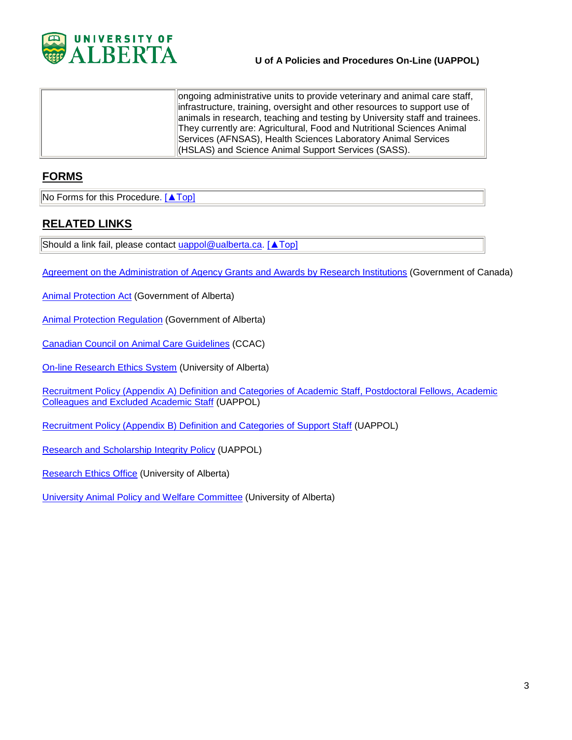| | |
|---|---|
| | ongoing administrative units to provide veterinary and animal care staff, infrastructure, training, oversight and other resources to support use of animals in research, teaching and testing by University staff and trainees. They currently are: Agricultural, Food and Nutritional Sciences Animal Services (AFNSAS), Health Sciences Laboratory Animal Services (HSLAS) and Science Animal Support Services (SASS). |

## FORMS

No Forms for this Procedure. [▲Top]

## RELATED LINKS

Should a link fail, please contact uappol@ualberta.ca. [▲Top]

Agreement on the Administration of Agency Grants and Awards by Research Institutions (Government of Canada)

Animal Protection Act (Government of Alberta)

Animal Protection Regulation (Government of Alberta)

Canadian Council on Animal Care Guidelines (CCAC)

On-line Research Ethics System (University of Alberta)

Recruitment Policy (Appendix A) Definition and Categories of Academic Staff, Postdoctoral Fellows, Academic Colleagues and Excluded Academic Staff (UAPPOL)

Recruitment Policy (Appendix B) Definition and Categories of Support Staff (UAPPOL)

Research and Scholarship Integrity Policy (UAPPOL)

Research Ethics Office (University of Alberta)

University Animal Policy and Welfare Committee (University of Alberta)